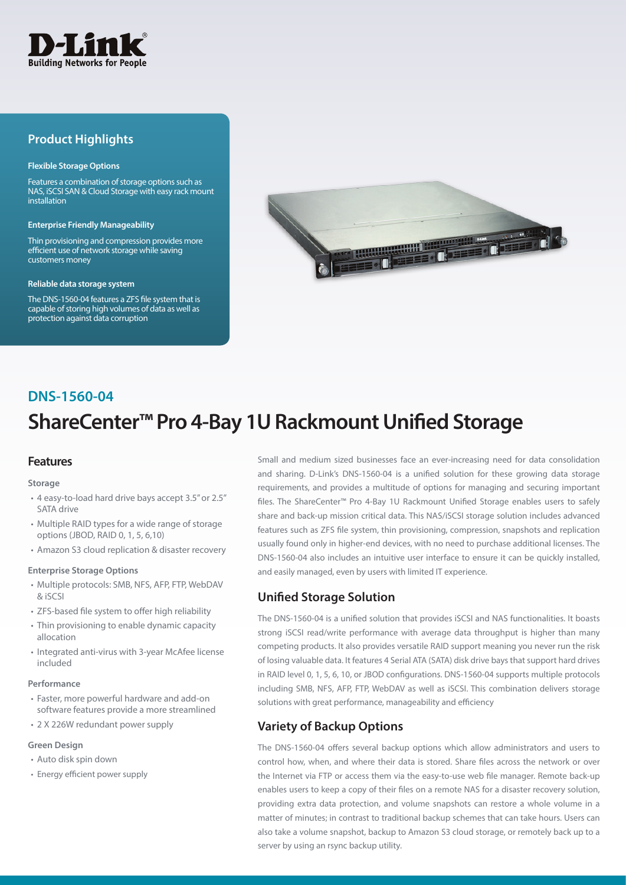D-Link
Building Networks for People

## Product Highlights

**Flexible Storage Options**

Features a combination of storage options such as NAS, iSCSI SAN & Cloud Storage with easy rack mount installation

**Enterprise Friendly Manageability**

Thin provisioning and compression provides more efficient use of network storage while saving customers money

**Reliable data storage system**

The DNS-1560-04 features a ZFS file system that is capable of storing high volumes of data as well as protection against data corruption

## DNS-1560-04

# ShareCenter™ Pro 4-Bay 1U Rackmount Unified Storage

## Features

**Storage**

- 4 easy-to-load hard drive bays accept 3.5" or 2.5" SATA drive
- Multiple RAID types for a wide range of storage options (JBOD, RAID 0, 1, 5, 6,10)
- Amazon S3 cloud replication & disaster recovery

**Enterprise Storage Options**

- Multiple protocols: SMB, NFS, AFP, FTP, WebDAV & iSCSI
- ZFS-based file system to offer high reliability
- Thin provisioning to enable dynamic capacity allocation
- Integrated anti-virus with 3-year McAfee license included

**Performance**

- Faster, more powerful hardware and add-on software features provide a more streamlined
- 2 X 226W redundant power supply

**Green Design**

- Auto disk spin down
- Energy efficient power supply

Small and medium sized businesses face an ever-increasing need for data consolidation and sharing. D-Link's DNS-1560-04 is a unified solution for these growing data storage requirements, and provides a multitude of options for managing and securing important files. The ShareCenter™ Pro 4-Bay 1U Rackmount Unified Storage enables users to safely share and back-up mission critical data. This NAS/iSCSI storage solution includes advanced features such as ZFS file system, thin provisioning, compression, snapshots and replication usually found only in higher-end devices, with no need to purchase additional licenses. The DNS-1560-04 also includes an intuitive user interface to ensure it can be quickly installed, and easily managed, even by users with limited IT experience.

## Unified Storage Solution

The DNS-1560-04 is a unified solution that provides iSCSI and NAS functionalities. It boasts strong iSCSI read/write performance with average data throughput is higher than many competing products. It also provides versatile RAID support meaning you never run the risk of losing valuable data. It features 4 Serial ATA (SATA) disk drive bays that support hard drives in RAID level 0, 1, 5, 6, 10, or JBOD configurations. DNS-1560-04 supports multiple protocols including SMB, NFS, AFP, FTP, WebDAV as well as iSCSI. This combination delivers storage solutions with great performance, manageability and efficiency

## Variety of Backup Options

The DNS-1560-04 offers several backup options which allow administrators and users to control how, when, and where their data is stored. Share files across the network or over the Internet via FTP or access them via the easy-to-use web file manager. Remote back-up enables users to keep a copy of their files on a remote NAS for a disaster recovery solution, providing extra data protection, and volume snapshots can restore a whole volume in a matter of minutes; in contrast to traditional backup schemes that can take hours. Users can also take a volume snapshot, backup to Amazon S3 cloud storage, or remotely back up to a server by using an rsync backup utility.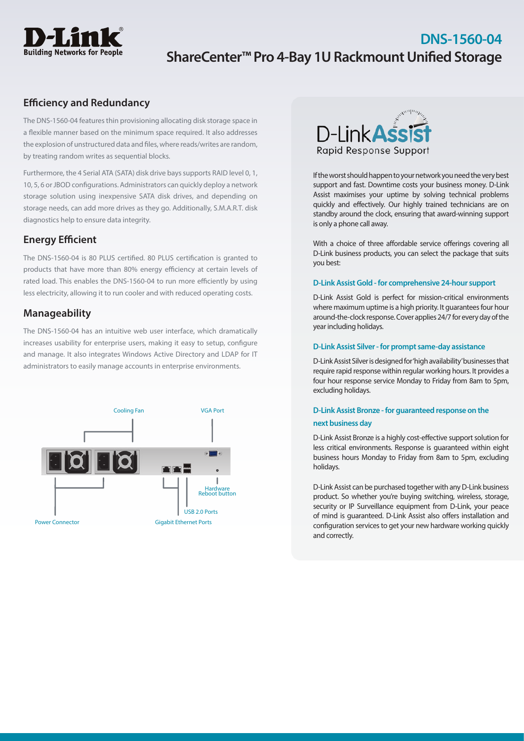# DNS-1560-04
## ShareCenter™ Pro 4-Bay 1U Rackmount Unified Storage

## Efficiency and Redundancy

The DNS-1560-04 features thin provisioning allocating disk storage space in a flexible manner based on the minimum space required. It also addresses the explosion of unstructured data and files, where reads/writes are random, by treating random writes as sequential blocks.

Furthermore, the 4 Serial ATA (SATA) disk drive bays supports RAID level 0, 1, 10, 5, 6 or JBOD configurations. Administrators can quickly deploy a network storage solution using inexpensive SATA disk drives, and depending on storage needs, can add more drives as they go. Additionally, S.M.A.R.T. disk diagnostics help to ensure data integrity.

## Energy Efficient

The DNS-1560-04 is 80 PLUS certified. 80 PLUS certification is granted to products that have more than 80% energy efficiency at certain levels of rated load. This enables the DNS-1560-04 to run more efficiently by using less electricity, allowing it to run cooler and with reduced operating costs.

## Manageability

The DNS-1560-04 has an intuitive web user interface, which dramatically increases usability for enterprise users, making it easy to setup, configure and manage. It also integrates Windows Active Directory and LDAP for IT administrators to easily manage accounts in enterprise environments.

Cooling Fan

VGA Port

Hardware Reboot button

USB 2.0 Ports

Power Connector

Gigabit Ethernet Ports

## D-Link Assist Rapid Response Support

If the worst should happen to your network you need the very best support and fast. Downtime costs your business money. D-Link Assist maximises your uptime by solving technical problems quickly and effectively. Our highly trained technicians are on standby around the clock, ensuring that award-winning support is only a phone call away.

With a choice of three affordable service offerings covering all D-Link business products, you can select the package that suits you best:

### D-Link Assist Gold - for comprehensive 24-hour support

D-Link Assist Gold is perfect for mission-critical environments where maximum uptime is a high priority. It guarantees four hour around-the-clock response. Cover applies 24/7 for every day of the year including holidays.

### D-Link Assist Silver - for prompt same-day assistance

D-Link Assist Silver is designed for 'high availability' businesses that require rapid response within regular working hours. It provides a four hour response service Monday to Friday from 8am to 5pm, excluding holidays.

### D-Link Assist Bronze - for guaranteed response on the next business day

D-Link Assist Bronze is a highly cost-effective support solution for less critical environments. Response is guaranteed within eight business hours Monday to Friday from 8am to 5pm, excluding holidays.

D-Link Assist can be purchased together with any D-Link business product. So whether you're buying switching, wireless, storage, security or IP Surveillance equipment from D-Link, your peace of mind is guaranteed. D-Link Assist also offers installation and configuration services to get your new hardware working quickly and correctly.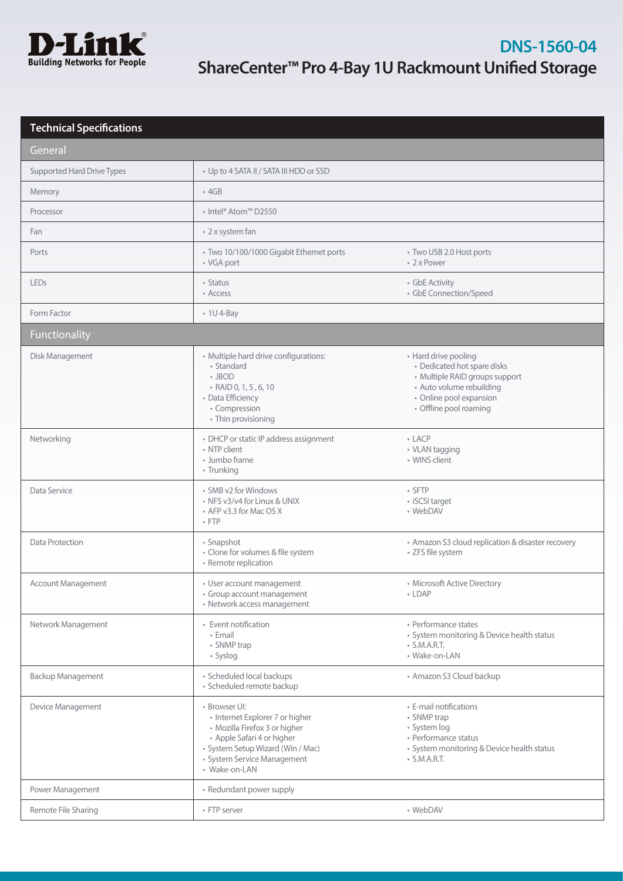# DNS-1560-04

## ShareCenter™ Pro 4-Bay 1U Rackmount Unified Storage

## Technical Specifications

### General

| | | |
|---|---|---|
| Supported Hard Drive Types | • Up to 4 SATA II / SATA III HDD or SSD | |
| Memory | • 4GB | |
| Processor | • Intel® Atom™ D2550 | |
| Fan | • 2 x system fan | |
| Ports | • Two 10/100/1000 Gigabit Ethernet ports<br>• VGA port | • Two USB 2.0 Host ports<br>• 2 x Power |
| LEDs | • Status<br>• Access | • GbE Activity<br>• GbE Connection/Speed |
| Form Factor | • 1U 4-Bay | |

### Functionality

| | | |
|---|---|---|
| Disk Management | • Multiple hard drive configurations:<br>  • Standard<br>  • JBOD<br>  • RAID 0, 1, 5 , 6, 10<br>• Data Efficiency<br>  • Compression<br>  • Thin provisioning | • Hard drive pooling<br>  • Dedicated hot spare disks<br>  • Multiple RAID groups support<br>  • Auto volume rebuilding<br>  • Online pool expansion<br>  • Offline pool roaming |
| Networking | • DHCP or static IP address assignment<br>• NTP client<br>• Jumbo frame<br>• Trunking | • LACP<br>• VLAN tagging<br>• WINS client |
| Data Service | • SMB v2 for Windows<br>• NFS v3/v4 for Linux & UNIX<br>• AFP v3.3 for Mac OS X<br>• FTP | • SFTP<br>• iSCSI target<br>• WebDAV |
| Data Protection | • Snapshot<br>• Clone for volumes & file system<br>• Remote replication | • Amazon S3 cloud replication & disaster recovery<br>• ZFS file system |
| Account Management | • User account management<br>• Group account management<br>• Network access management | • Microsoft Active Directory<br>• LDAP |
| Network Management | • Event notification<br>  • Email<br>  • SNMP trap<br>  • Syslog | • Performance states<br>• System monitoring & Device health status<br>• S.M.A.R.T.<br>• Wake-on-LAN |
| Backup Management | • Scheduled local backups<br>• Scheduled remote backup | • Amazon S3 Cloud backup |
| Device Management | • Browser UI:<br>  • Internet Explorer 7 or higher<br>  • Mozilla Firefox 3 or higher<br>  • Apple Safari 4 or higher<br>• System Setup Wizard (Win / Mac)<br>• System Service Management<br>• Wake-on-LAN | • E-mail notifications<br>• SNMP trap<br>• System log<br>• Performance status<br>• System monitoring & Device health status<br>• S.M.A.R.T. |
| Power Management | • Redundant power supply | |
| Remote File Sharing | • FTP server | • WebDAV |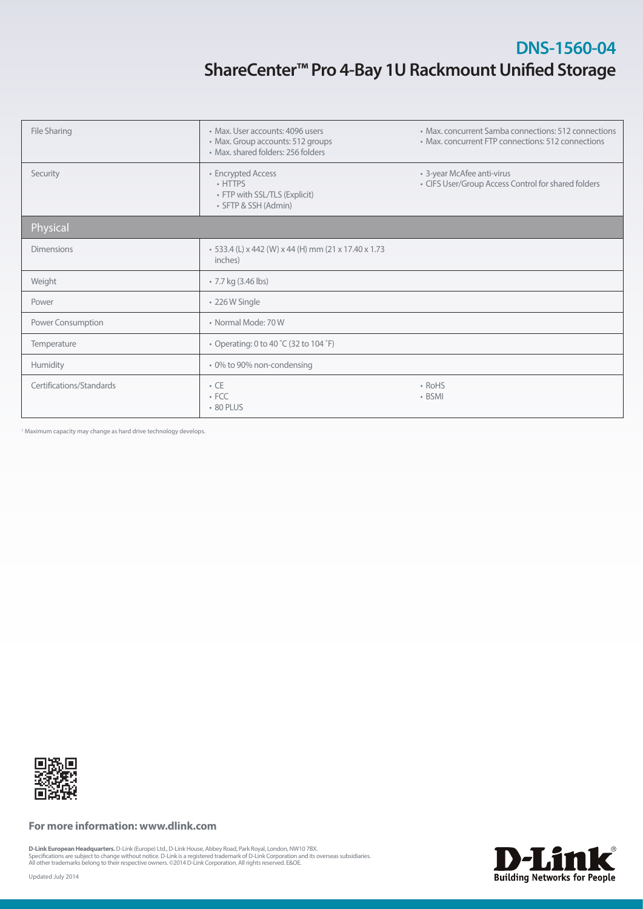# DNS-1560-04
## ShareCenter™ Pro 4-Bay 1U Rackmount Unified Storage

| | | |
|---|---|---|
| File Sharing | • Max. User accounts: 4096 users<br>• Max. Group accounts: 512 groups<br>• Max. shared folders: 256 folders | • Max. concurrent Samba connections: 512 connections<br>• Max. concurrent FTP connections: 512 connections |
| Security | • Encrypted Access<br>• HTTPS<br>• FTP with SSL/TLS (Explicit)<br>• SFTP & SSH (Admin) | • 3-year McAfee anti-virus<br>• CIFS User/Group Access Control for shared folders |
| **Physical** | | |
| Dimensions | • 533.4 (L) x 442 (W) x 44 (H) mm (21 x 17.40 x 1.73 inches) | |
| Weight | • 7.7 kg (3.46 lbs) | |
| Power | • 226 W Single | |
| Power Consumption | • Normal Mode: 70 W | |
| Temperature | • Operating: 0 to 40 ˚C (32 to 104 ˚F) | |
| Humidity | • 0% to 90% non-condensing | |
| Certifications/Standards | • CE<br>• FCC<br>• 80 PLUS | • RoHS<br>• BSMI |

[1] Maximum capacity may change as hard drive technology develops.

**For more information: www.dlink.com**

**D-Link European Headquarters.** D-Link (Europe) Ltd., D-Link House, Abbey Road, Park Royal, London, NW10 7BX.
Specifications are subject to change without notice. D-Link is a registered trademark of D-Link Corporation and its overseas subsidiaries.
All other trademarks belong to their respective owners. ©2014 D-Link Corporation. All rights reserved. E&OE.

D-Link®
Building Networks for People

Updated July 2014